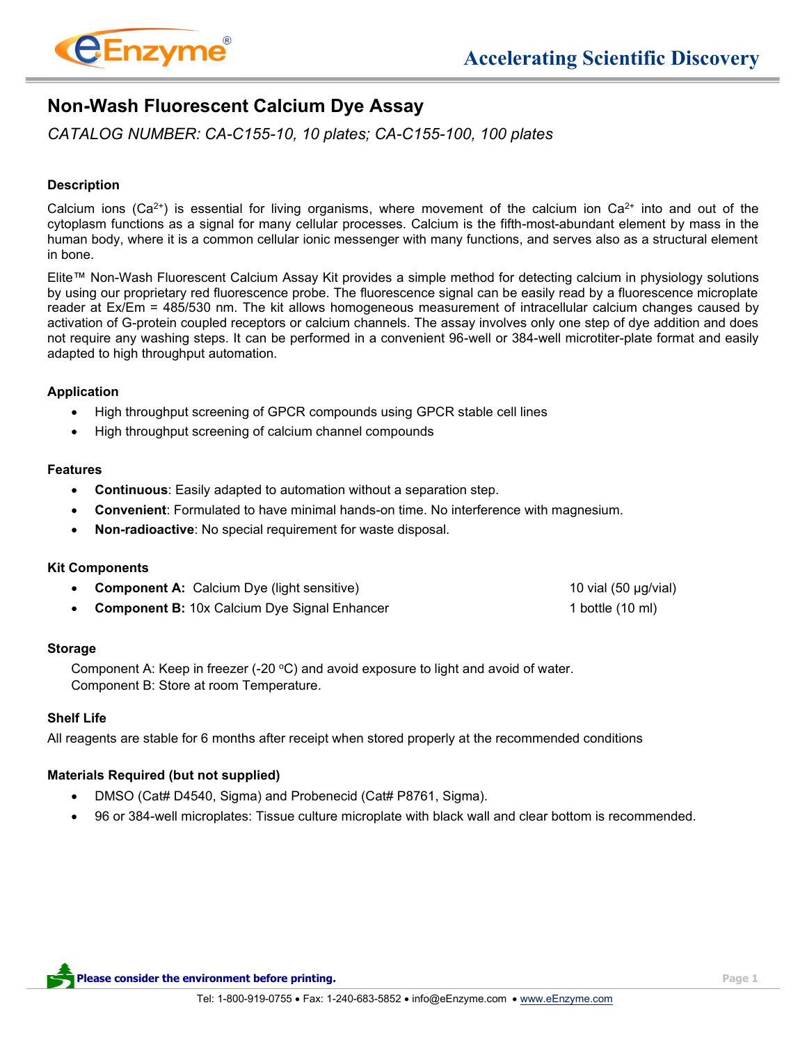# Non-Wash Fluorescent Calcium Dye Assay

*CATALOG NUMBER: CA-C155-10, 10 plates; CA-C155-100, 100 plates*

## Description

Calcium ions ($Ca^{2+}$) is essential for living organisms, where movement of the calcium ion $Ca^{2+}$ into and out of the cytoplasm functions as a signal for many cellular processes. Calcium is the fifth-most-abundant element by mass in the human body, where it is a common cellular ionic messenger with many functions, and serves also as a structural element in bone.

Elite™ Non-Wash Fluorescent Calcium Assay Kit provides a simple method for detecting calcium in physiology solutions by using our proprietary red fluorescence probe. The fluorescence signal can be easily read by a fluorescence microplate reader at Ex/Em = 485/530 nm. The kit allows homogeneous measurement of intracellular calcium changes caused by activation of G-protein coupled receptors or calcium channels. The assay involves only one step of dye addition and does not require any washing steps. It can be performed in a convenient 96-well or 384-well microtiter-plate format and easily adapted to high throughput automation.

## Application

- High throughput screening of GPCR compounds using GPCR stable cell lines
- High throughput screening of calcium channel compounds

## Features

- **Continuous**: Easily adapted to automation without a separation step.
- **Convenient**: Formulated to have minimal hands-on time. No interference with magnesium.
- **Non-radioactive**: No special requirement for waste disposal.

## Kit Components

- **Component A:** Calcium Dye (light sensitive) — 10 vial (50 µg/vial)
- **Component B:** 10x Calcium Dye Signal Enhancer — 1 bottle (10 ml)

## Storage

Component A: Keep in freezer (-20 °C) and avoid exposure to light and avoid of water.
Component B: Store at room Temperature.

## Shelf Life

All reagents are stable for 6 months after receipt when stored properly at the recommended conditions

## Materials Required (but not supplied)

- DMSO (Cat# D4540, Sigma) and Probenecid (Cat# P8761, Sigma).
- 96 or 384-well microplates: Tissue culture microplate with black wall and clear bottom is recommended.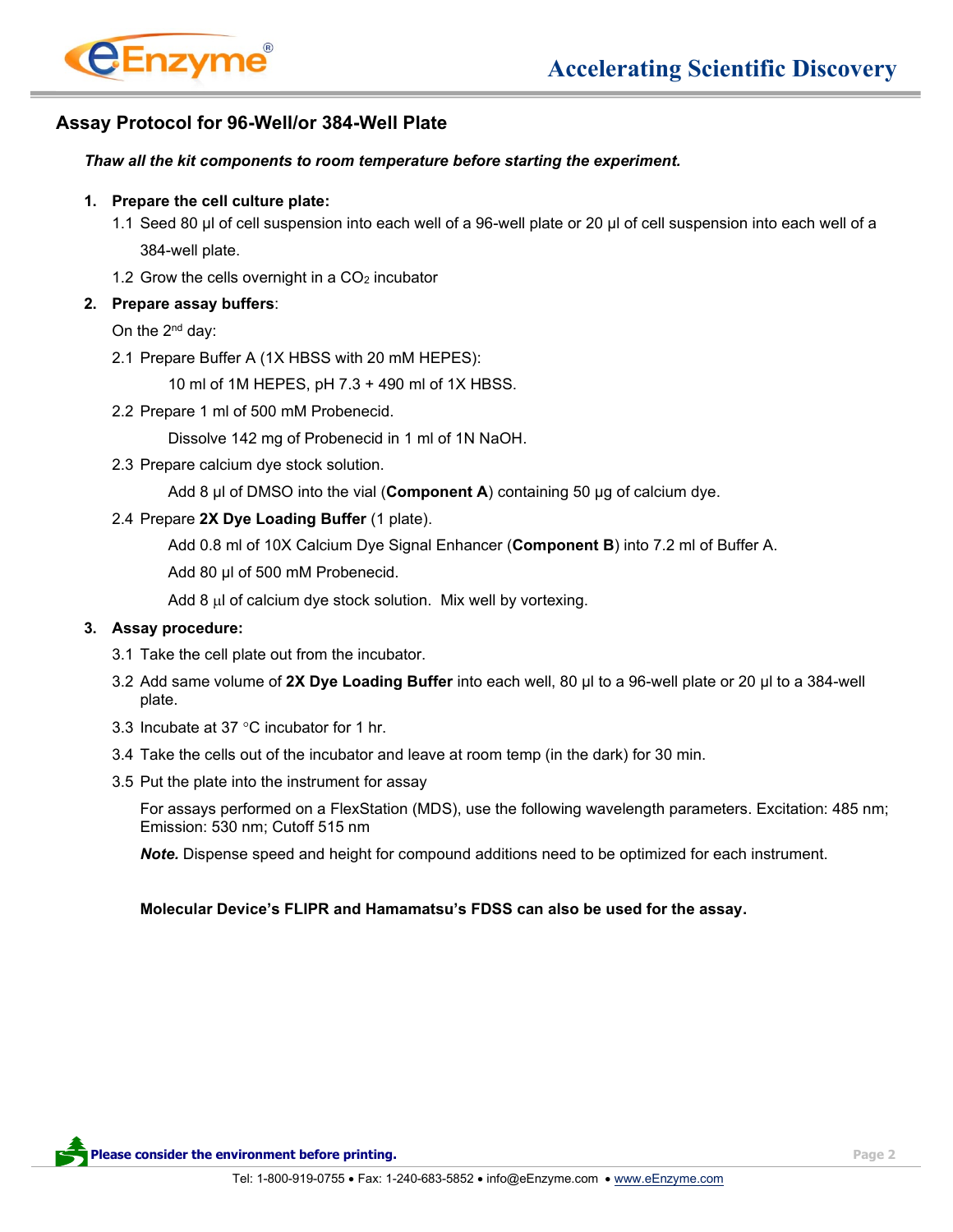## Assay Protocol for 96-Well/or 384-Well Plate

***Thaw all the kit components to room temperature before starting the experiment.***

1. **Prepare the cell culture plate:**

   1.1 Seed 80 µl of cell suspension into each well of a 96-well plate or 20 µl of cell suspension into each well of a 384-well plate.

   1.2 Grow the cells overnight in a $CO_2$ incubator

2. **Prepare assay buffers**:

   On the 2nd day:

   2.1 Prepare Buffer A (1X HBSS with 20 mM HEPES):

   10 ml of 1M HEPES, pH 7.3 + 490 ml of 1X HBSS.

   2.2 Prepare 1 ml of 500 mM Probenecid.

   Dissolve 142 mg of Probenecid in 1 ml of 1N NaOH.

   2.3 Prepare calcium dye stock solution.

   Add 8 µl of DMSO into the vial (**Component A**) containing 50 µg of calcium dye.

   2.4 Prepare **2X Dye Loading Buffer** (1 plate).

   Add 0.8 ml of 10X Calcium Dye Signal Enhancer (**Component B**) into 7.2 ml of Buffer A.

   Add 80 µl of 500 mM Probenecid.

   Add 8 µl of calcium dye stock solution. Mix well by vortexing.

3. **Assay procedure:**

   3.1 Take the cell plate out from the incubator.

   3.2 Add same volume of **2X Dye Loading Buffer** into each well, 80 µl to a 96-well plate or 20 µl to a 384-well plate.

   3.3 Incubate at 37 °C incubator for 1 hr.

   3.4 Take the cells out of the incubator and leave at room temp (in the dark) for 30 min.

   3.5 Put the plate into the instrument for assay

   For assays performed on a FlexStation (MDS), use the following wavelength parameters. Excitation: 485 nm; Emission: 530 nm; Cutoff 515 nm

   ***Note.*** Dispense speed and height for compound additions need to be optimized for each instrument.

   **Molecular Device's FLIPR and Hamamatsu's FDSS can also be used for the assay.**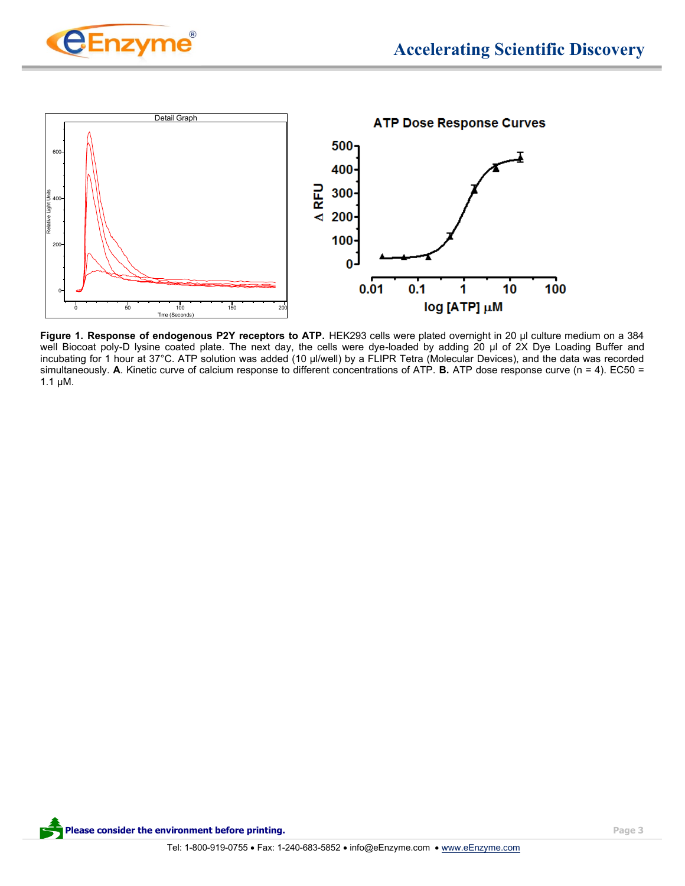Detail Graph

600

400

200

0

Relative Light Units

0 50 100 150 200

Time (Seconds)

ATP Dose Response Curves

500

400

300

200

100

0

Δ RFU

0.01 0.1 1 10 100

log [ATP] μM

**Figure 1. Response of endogenous P2Y receptors to ATP.** HEK293 cells were plated overnight in 20 µl culture medium on a 384 well Biocoat poly-D lysine coated plate. The next day, the cells were dye-loaded by adding 20 µl of 2X Dye Loading Buffer and incubating for 1 hour at 37°C. ATP solution was added (10 µl/well) by a FLIPR Tetra (Molecular Devices), and the data was recorded simultaneously. **A**. Kinetic curve of calcium response to different concentrations of ATP. **B.** ATP dose response curve (n = 4). EC50 = 1.1 µM.